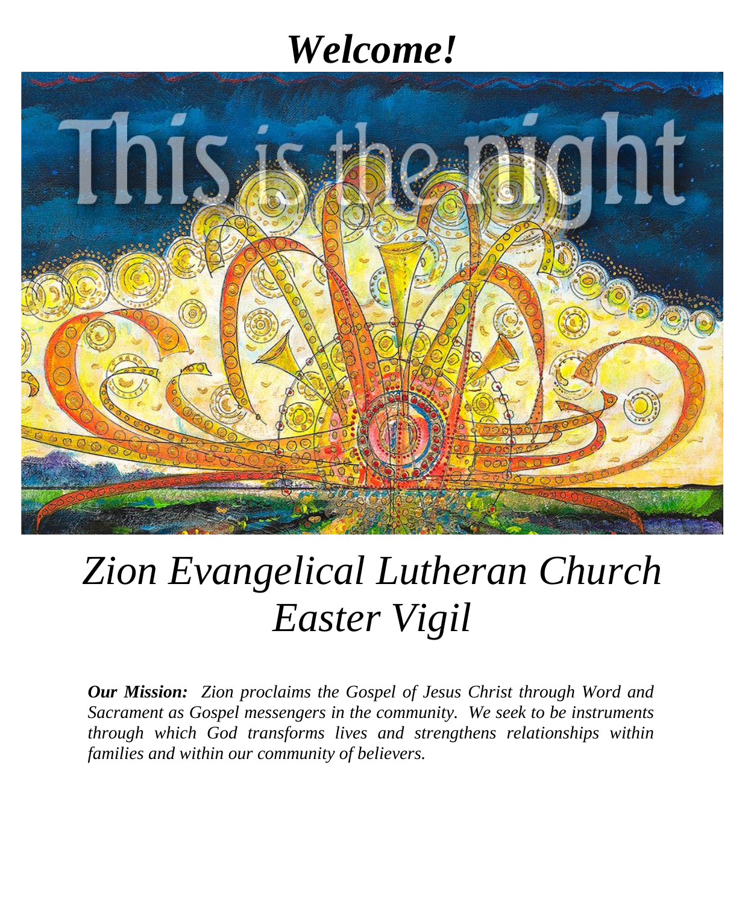# *Welcome!*

# *Zion Evangelical Lutheran Church*
# *Easter Vigil*

***Our Mission:*** *Zion proclaims the Gospel of Jesus Christ through Word and Sacrament as Gospel messengers in the community. We seek to be instruments through which God transforms lives and strengthens relationships within families and within our community of believers.*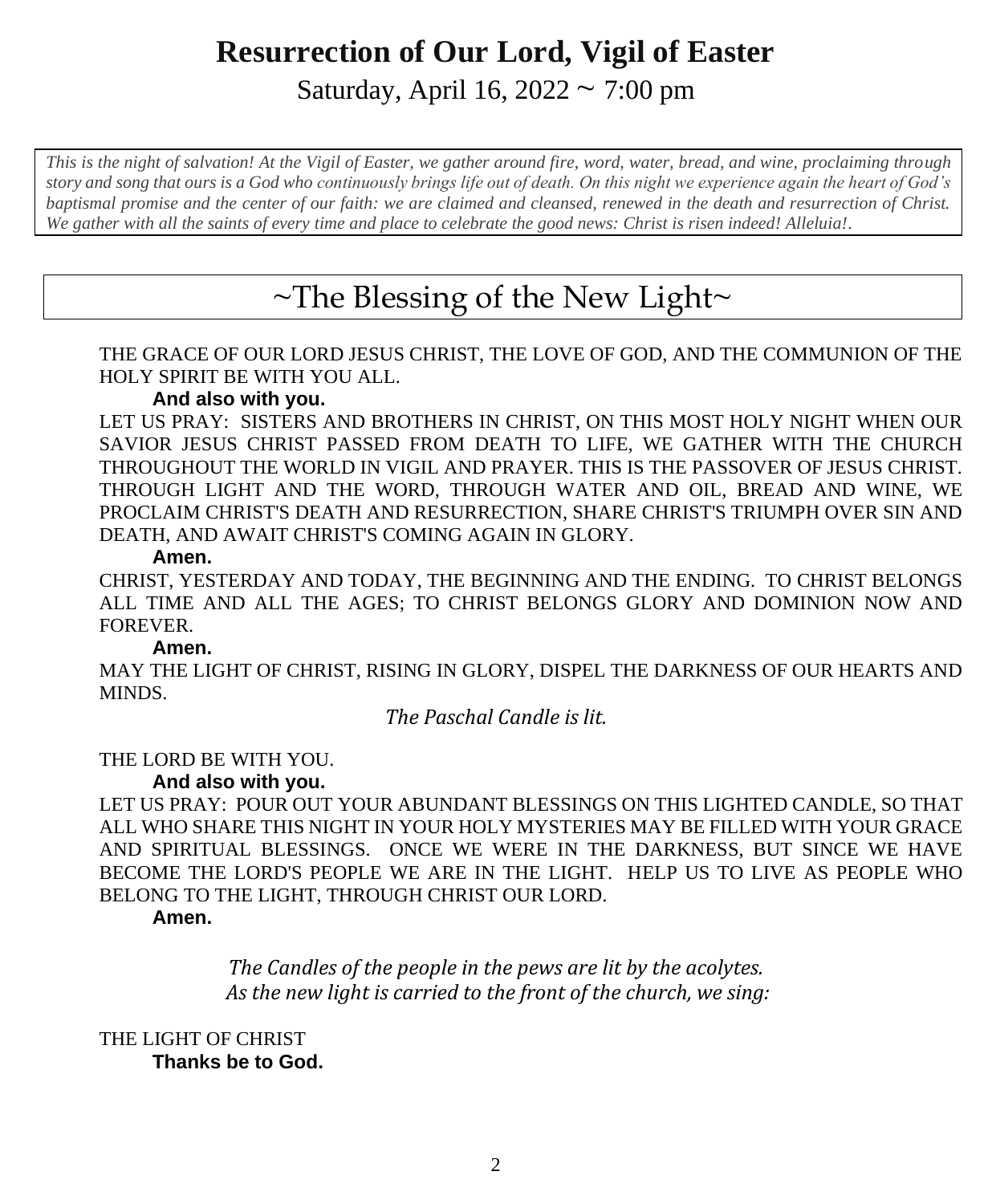# Resurrection of Our Lord, Vigil of Easter

Saturday, April 16, 2022 ~ 7:00 pm

*This is the night of salvation! At the Vigil of Easter, we gather around fire, word, water, bread, and wine, proclaiming through story and song that ours is a God who continuously brings life out of death. On this night we experience again the heart of God's baptismal promise and the center of our faith: we are claimed and cleansed, renewed in the death and resurrection of Christ. We gather with all the saints of every time and place to celebrate the good news: Christ is risen indeed! Alleluia!.*

## ~The Blessing of the New Light~

THE GRACE OF OUR LORD JESUS CHRIST, THE LOVE OF GOD, AND THE COMMUNION OF THE HOLY SPIRIT BE WITH YOU ALL.

**And also with you.**

LET US PRAY: SISTERS AND BROTHERS IN CHRIST, ON THIS MOST HOLY NIGHT WHEN OUR SAVIOR JESUS CHRIST PASSED FROM DEATH TO LIFE, WE GATHER WITH THE CHURCH THROUGHOUT THE WORLD IN VIGIL AND PRAYER. THIS IS THE PASSOVER OF JESUS CHRIST. THROUGH LIGHT AND THE WORD, THROUGH WATER AND OIL, BREAD AND WINE, WE PROCLAIM CHRIST'S DEATH AND RESURRECTION, SHARE CHRIST'S TRIUMPH OVER SIN AND DEATH, AND AWAIT CHRIST'S COMING AGAIN IN GLORY.

**Amen.**

CHRIST, YESTERDAY AND TODAY, THE BEGINNING AND THE ENDING. TO CHRIST BELONGS ALL TIME AND ALL THE AGES; TO CHRIST BELONGS GLORY AND DOMINION NOW AND FOREVER.

**Amen.**

MAY THE LIGHT OF CHRIST, RISING IN GLORY, DISPEL THE DARKNESS OF OUR HEARTS AND MINDS.

*The Paschal Candle is lit.*

THE LORD BE WITH YOU.

**And also with you.**

LET US PRAY: POUR OUT YOUR ABUNDANT BLESSINGS ON THIS LIGHTED CANDLE, SO THAT ALL WHO SHARE THIS NIGHT IN YOUR HOLY MYSTERIES MAY BE FILLED WITH YOUR GRACE AND SPIRITUAL BLESSINGS. ONCE WE WERE IN THE DARKNESS, BUT SINCE WE HAVE BECOME THE LORD'S PEOPLE WE ARE IN THE LIGHT. HELP US TO LIVE AS PEOPLE WHO BELONG TO THE LIGHT, THROUGH CHRIST OUR LORD.

**Amen.**

*The Candles of the people in the pews are lit by the acolytes.*
*As the new light is carried to the front of the church, we sing:*

THE LIGHT OF CHRIST

**Thanks be to God.**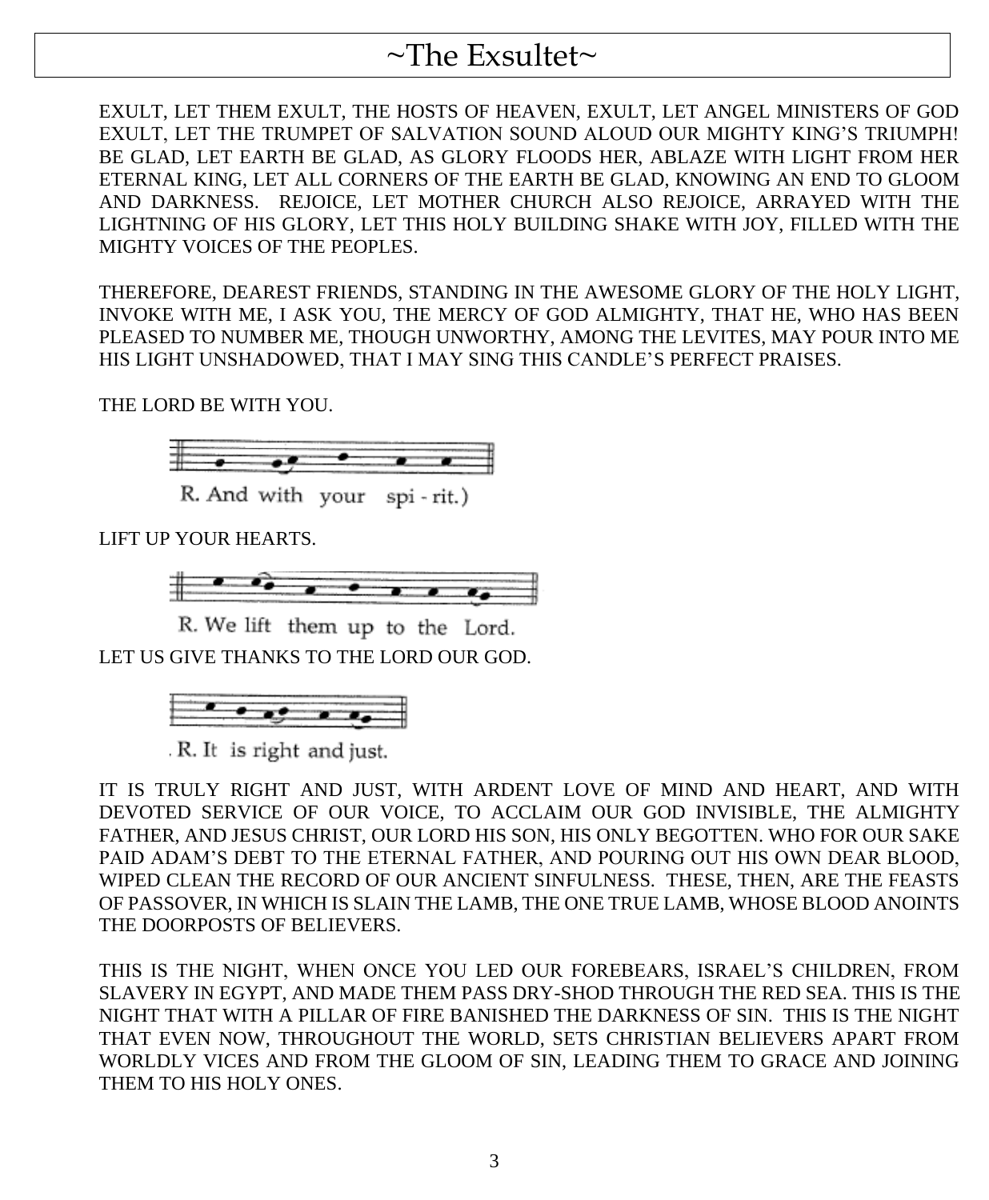# ~The Exsultet~

EXULT, LET THEM EXULT, THE HOSTS OF HEAVEN, EXULT, LET ANGEL MINISTERS OF GOD EXULT, LET THE TRUMPET OF SALVATION SOUND ALOUD OUR MIGHTY KING'S TRIUMPH! BE GLAD, LET EARTH BE GLAD, AS GLORY FLOODS HER, ABLAZE WITH LIGHT FROM HER ETERNAL KING, LET ALL CORNERS OF THE EARTH BE GLAD, KNOWING AN END TO GLOOM AND DARKNESS. REJOICE, LET MOTHER CHURCH ALSO REJOICE, ARRAYED WITH THE LIGHTNING OF HIS GLORY, LET THIS HOLY BUILDING SHAKE WITH JOY, FILLED WITH THE MIGHTY VOICES OF THE PEOPLES.

THEREFORE, DEAREST FRIENDS, STANDING IN THE AWESOME GLORY OF THE HOLY LIGHT, INVOKE WITH ME, I ASK YOU, THE MERCY OF GOD ALMIGHTY, THAT HE, WHO HAS BEEN PLEASED TO NUMBER ME, THOUGH UNWORTHY, AMONG THE LEVITES, MAY POUR INTO ME HIS LIGHT UNSHADOWED, THAT I MAY SING THIS CANDLE'S PERFECT PRAISES.

THE LORD BE WITH YOU.

R. And with your spi - rit.)

LIFT UP YOUR HEARTS.

R. We lift them up to the Lord.

LET US GIVE THANKS TO THE LORD OUR GOD.

R. It is right and just.

IT IS TRULY RIGHT AND JUST, WITH ARDENT LOVE OF MIND AND HEART, AND WITH DEVOTED SERVICE OF OUR VOICE, TO ACCLAIM OUR GOD INVISIBLE, THE ALMIGHTY FATHER, AND JESUS CHRIST, OUR LORD HIS SON, HIS ONLY BEGOTTEN. WHO FOR OUR SAKE PAID ADAM'S DEBT TO THE ETERNAL FATHER, AND POURING OUT HIS OWN DEAR BLOOD, WIPED CLEAN THE RECORD OF OUR ANCIENT SINFULNESS. THESE, THEN, ARE THE FEASTS OF PASSOVER, IN WHICH IS SLAIN THE LAMB, THE ONE TRUE LAMB, WHOSE BLOOD ANOINTS THE DOORPOSTS OF BELIEVERS.

THIS IS THE NIGHT, WHEN ONCE YOU LED OUR FOREBEARS, ISRAEL'S CHILDREN, FROM SLAVERY IN EGYPT, AND MADE THEM PASS DRY-SHOD THROUGH THE RED SEA. THIS IS THE NIGHT THAT WITH A PILLAR OF FIRE BANISHED THE DARKNESS OF SIN. THIS IS THE NIGHT THAT EVEN NOW, THROUGHOUT THE WORLD, SETS CHRISTIAN BELIEVERS APART FROM WORLDLY VICES AND FROM THE GLOOM OF SIN, LEADING THEM TO GRACE AND JOINING THEM TO HIS HOLY ONES.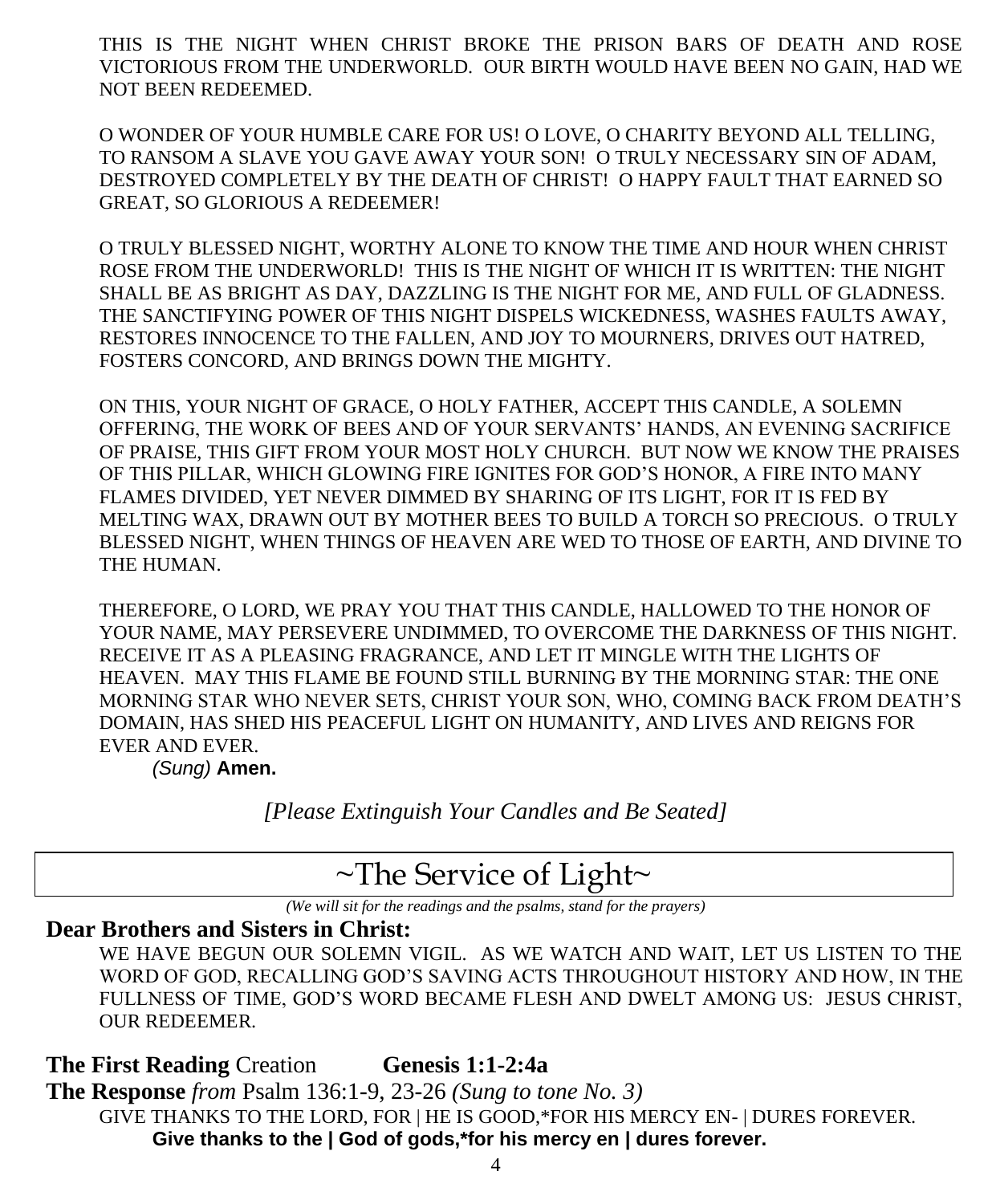THIS IS THE NIGHT WHEN CHRIST BROKE THE PRISON BARS OF DEATH AND ROSE VICTORIOUS FROM THE UNDERWORLD. OUR BIRTH WOULD HAVE BEEN NO GAIN, HAD WE NOT BEEN REDEEMED.

O WONDER OF YOUR HUMBLE CARE FOR US! O LOVE, O CHARITY BEYOND ALL TELLING, TO RANSOM A SLAVE YOU GAVE AWAY YOUR SON! O TRULY NECESSARY SIN OF ADAM, DESTROYED COMPLETELY BY THE DEATH OF CHRIST! O HAPPY FAULT THAT EARNED SO GREAT, SO GLORIOUS A REDEEMER!

O TRULY BLESSED NIGHT, WORTHY ALONE TO KNOW THE TIME AND HOUR WHEN CHRIST ROSE FROM THE UNDERWORLD! THIS IS THE NIGHT OF WHICH IT IS WRITTEN: THE NIGHT SHALL BE AS BRIGHT AS DAY, DAZZLING IS THE NIGHT FOR ME, AND FULL OF GLADNESS. THE SANCTIFYING POWER OF THIS NIGHT DISPELS WICKEDNESS, WASHES FAULTS AWAY, RESTORES INNOCENCE TO THE FALLEN, AND JOY TO MOURNERS, DRIVES OUT HATRED, FOSTERS CONCORD, AND BRINGS DOWN THE MIGHTY.

ON THIS, YOUR NIGHT OF GRACE, O HOLY FATHER, ACCEPT THIS CANDLE, A SOLEMN OFFERING, THE WORK OF BEES AND OF YOUR SERVANTS' HANDS, AN EVENING SACRIFICE OF PRAISE, THIS GIFT FROM YOUR MOST HOLY CHURCH. BUT NOW WE KNOW THE PRAISES OF THIS PILLAR, WHICH GLOWING FIRE IGNITES FOR GOD'S HONOR, A FIRE INTO MANY FLAMES DIVIDED, YET NEVER DIMMED BY SHARING OF ITS LIGHT, FOR IT IS FED BY MELTING WAX, DRAWN OUT BY MOTHER BEES TO BUILD A TORCH SO PRECIOUS. O TRULY BLESSED NIGHT, WHEN THINGS OF HEAVEN ARE WED TO THOSE OF EARTH, AND DIVINE TO THE HUMAN.

THEREFORE, O LORD, WE PRAY YOU THAT THIS CANDLE, HALLOWED TO THE HONOR OF YOUR NAME, MAY PERSEVERE UNDIMMED, TO OVERCOME THE DARKNESS OF THIS NIGHT. RECEIVE IT AS A PLEASING FRAGRANCE, AND LET IT MINGLE WITH THE LIGHTS OF HEAVEN. MAY THIS FLAME BE FOUND STILL BURNING BY THE MORNING STAR: THE ONE MORNING STAR WHO NEVER SETS, CHRIST YOUR SON, WHO, COMING BACK FROM DEATH'S DOMAIN, HAS SHED HIS PEACEFUL LIGHT ON HUMANITY, AND LIVES AND REIGNS FOR EVER AND EVER.

*(Sung)* **Amen.**

*[Please Extinguish Your Candles and Be Seated]*

## ~The Service of Light~

*(We will sit for the readings and the psalms, stand for the prayers)*

**Dear Brothers and Sisters in Christ:**

WE HAVE BEGUN OUR SOLEMN VIGIL. AS WE WATCH AND WAIT, LET US LISTEN TO THE WORD OF GOD, RECALLING GOD'S SAVING ACTS THROUGHOUT HISTORY AND HOW, IN THE FULLNESS OF TIME, GOD'S WORD BECAME FLESH AND DWELT AMONG US: JESUS CHRIST, OUR REDEEMER.

**The First Reading** Creation **Genesis 1:1-2:4a**

**The Response** *from* Psalm 136:1-9, 23-26 *(Sung to tone No. 3)*

GIVE THANKS TO THE LORD, FOR | HE IS GOOD,*FOR HIS MERCY EN- | DURES FOREVER.

**Give thanks to the | God of gods,*for his mercy en | dures forever.**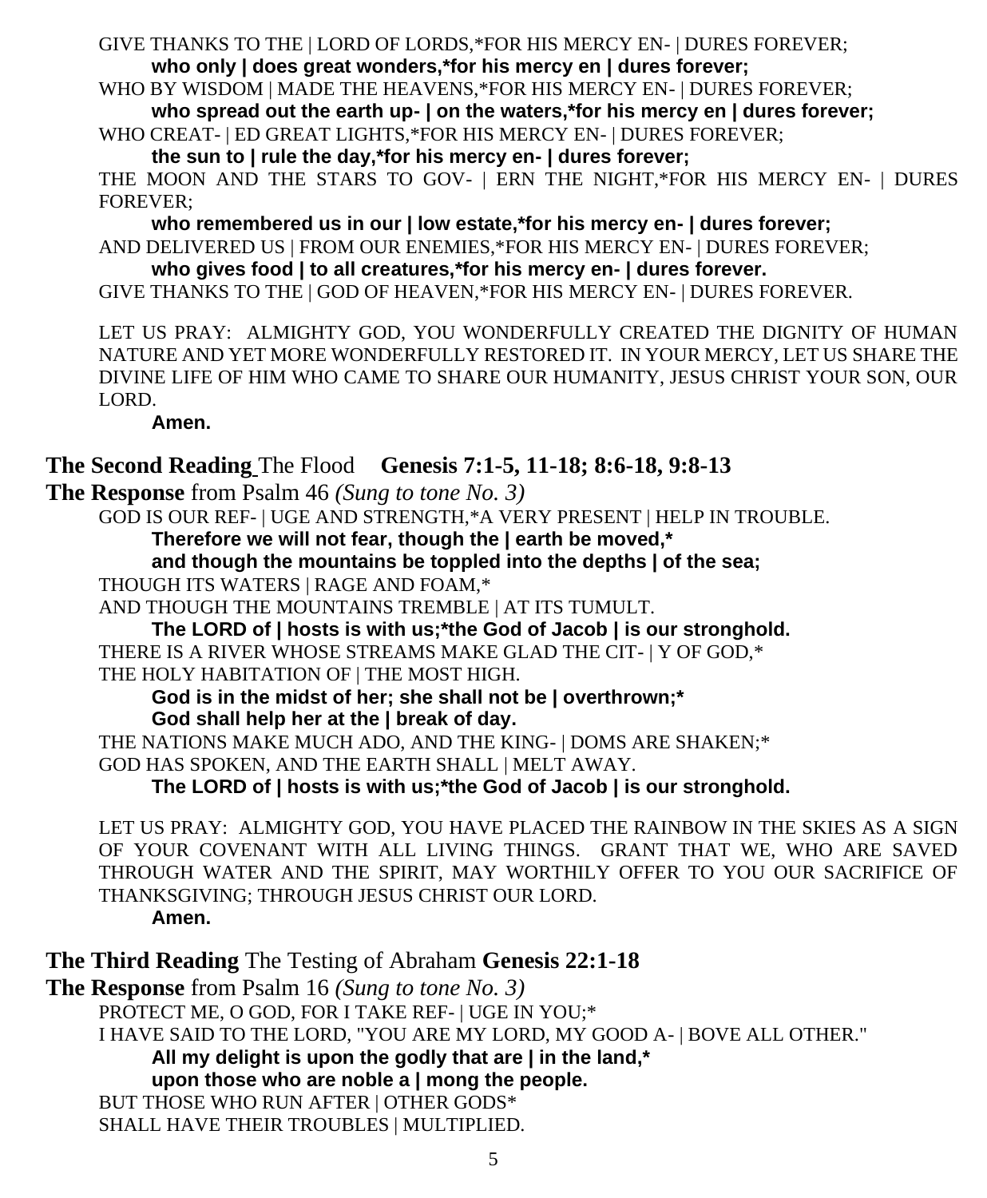GIVE THANKS TO THE | LORD OF LORDS,*FOR HIS MERCY EN- | DURES FOREVER;

**who only | does great wonders,*for his mercy en | dures forever;**

WHO BY WISDOM | MADE THE HEAVENS,*FOR HIS MERCY EN- | DURES FOREVER;

**who spread out the earth up- | on the waters,*for his mercy en | dures forever;**

WHO CREAT- | ED GREAT LIGHTS,*FOR HIS MERCY EN- | DURES FOREVER;

**the sun to | rule the day,*for his mercy en- | dures forever;**

THE MOON AND THE STARS TO GOV- | ERN THE NIGHT,*FOR HIS MERCY EN- | DURES FOREVER;

**who remembered us in our | low estate,*for his mercy en- | dures forever;**

AND DELIVERED US | FROM OUR ENEMIES,*FOR HIS MERCY EN- | DURES FOREVER;

**who gives food | to all creatures,*for his mercy en- | dures forever.**

GIVE THANKS TO THE | GOD OF HEAVEN,*FOR HIS MERCY EN- | DURES FOREVER.

LET US PRAY: ALMIGHTY GOD, YOU WONDERFULLY CREATED THE DIGNITY OF HUMAN NATURE AND YET MORE WONDERFULLY RESTORED IT. IN YOUR MERCY, LET US SHARE THE DIVINE LIFE OF HIM WHO CAME TO SHARE OUR HUMANITY, JESUS CHRIST YOUR SON, OUR LORD.

**Amen.**

**The Second Reading** The Flood **Genesis 7:1-5, 11-18; 8:6-18, 9:8-13**

**The Response** from Psalm 46 *(Sung to tone No. 3)*

GOD IS OUR REF- | UGE AND STRENGTH,*A VERY PRESENT | HELP IN TROUBLE.

**Therefore we will not fear, though the | earth be moved,***
**and though the mountains be toppled into the depths | of the sea;**

THOUGH ITS WATERS | RAGE AND FOAM,*
AND THOUGH THE MOUNTAINS TREMBLE | AT ITS TUMULT.

**The LORD of | hosts is with us;*the God of Jacob | is our stronghold.**

THERE IS A RIVER WHOSE STREAMS MAKE GLAD THE CIT- | Y OF GOD,*
THE HOLY HABITATION OF | THE MOST HIGH.

**God is in the midst of her; she shall not be | overthrown;***
**God shall help her at the | break of day.**

THE NATIONS MAKE MUCH ADO, AND THE KING- | DOMS ARE SHAKEN;*
GOD HAS SPOKEN, AND THE EARTH SHALL | MELT AWAY.

**The LORD of | hosts is with us;*the God of Jacob | is our stronghold.**

LET US PRAY: ALMIGHTY GOD, YOU HAVE PLACED THE RAINBOW IN THE SKIES AS A SIGN OF YOUR COVENANT WITH ALL LIVING THINGS. GRANT THAT WE, WHO ARE SAVED THROUGH WATER AND THE SPIRIT, MAY WORTHILY OFFER TO YOU OUR SACRIFICE OF THANKSGIVING; THROUGH JESUS CHRIST OUR LORD.

**Amen.**

**The Third Reading** The Testing of Abraham **Genesis 22:1-18**

**The Response** from Psalm 16 *(Sung to tone No. 3)*

PROTECT ME, O GOD, FOR I TAKE REF- | UGE IN YOU;*
I HAVE SAID TO THE LORD, "YOU ARE MY LORD, MY GOOD A- | BOVE ALL OTHER."

**All my delight is upon the godly that are | in the land,***
**upon those who are noble a | mong the people.**

BUT THOSE WHO RUN AFTER | OTHER GODS*
SHALL HAVE THEIR TROUBLES | MULTIPLIED.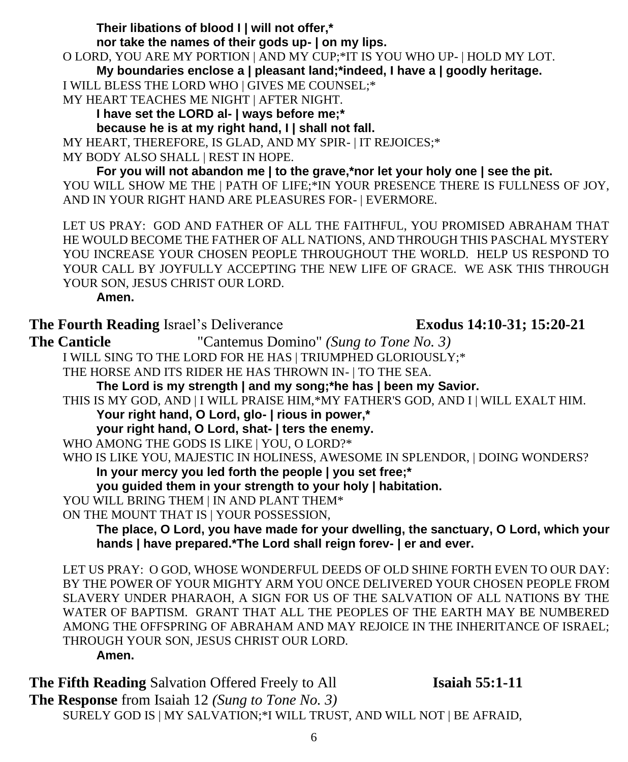**Their libations of blood I | will not offer,***
**nor take the names of their gods up- | on my lips.**

O LORD, YOU ARE MY PORTION | AND MY CUP;*IT IS YOU WHO UP- | HOLD MY LOT.

**My boundaries enclose a | pleasant land;*indeed, I have a | goodly heritage.**

I WILL BLESS THE LORD WHO | GIVES ME COUNSEL;*
MY HEART TEACHES ME NIGHT | AFTER NIGHT.

**I have set the LORD al- | ways before me;***
**because he is at my right hand, I | shall not fall.**

MY HEART, THEREFORE, IS GLAD, AND MY SPIR- | IT REJOICES;*
MY BODY ALSO SHALL | REST IN HOPE.

**For you will not abandon me | to the grave,*nor let your holy one | see the pit.**

YOU WILL SHOW ME THE | PATH OF LIFE;*IN YOUR PRESENCE THERE IS FULLNESS OF JOY, AND IN YOUR RIGHT HAND ARE PLEASURES FOR- | EVERMORE.

LET US PRAY: GOD AND FATHER OF ALL THE FAITHFUL, YOU PROMISED ABRAHAM THAT HE WOULD BECOME THE FATHER OF ALL NATIONS, AND THROUGH THIS PASCHAL MYSTERY YOU INCREASE YOUR CHOSEN PEOPLE THROUGHOUT THE WORLD. HELP US RESPOND TO YOUR CALL BY JOYFULLY ACCEPTING THE NEW LIFE OF GRACE. WE ASK THIS THROUGH YOUR SON, JESUS CHRIST OUR LORD.

**Amen.**

**The Fourth Reading** Israel's Deliverance **Exodus 14:10-31; 15:20-21**

**The Canticle** "Cantemus Domino" *(Sung to Tone No. 3)*

I WILL SING TO THE LORD FOR HE HAS | TRIUMPHED GLORIOUSLY;*
THE HORSE AND ITS RIDER HE HAS THROWN IN- | TO THE SEA.

**The Lord is my strength | and my song;*he has | been my Savior.**

THIS IS MY GOD, AND | I WILL PRAISE HIM,*MY FATHER'S GOD, AND I | WILL EXALT HIM.

**Your right hand, O Lord, glo- | rious in power,***
**your right hand, O Lord, shat- | ters the enemy.**

WHO AMONG THE GODS IS LIKE | YOU, O LORD?*
WHO IS LIKE YOU, MAJESTIC IN HOLINESS, AWESOME IN SPLENDOR, | DOING WONDERS?

**In your mercy you led forth the people | you set free;***
**you guided them in your strength to your holy | habitation.**

YOU WILL BRING THEM | IN AND PLANT THEM*
ON THE MOUNT THAT IS | YOUR POSSESSION,

**The place, O Lord, you have made for your dwelling, the sanctuary, O Lord, which your hands | have prepared.*The Lord shall reign forev- | er and ever.**

LET US PRAY: O GOD, WHOSE WONDERFUL DEEDS OF OLD SHINE FORTH EVEN TO OUR DAY: BY THE POWER OF YOUR MIGHTY ARM YOU ONCE DELIVERED YOUR CHOSEN PEOPLE FROM SLAVERY UNDER PHARAOH, A SIGN FOR US OF THE SALVATION OF ALL NATIONS BY THE WATER OF BAPTISM. GRANT THAT ALL THE PEOPLES OF THE EARTH MAY BE NUMBERED AMONG THE OFFSPRING OF ABRAHAM AND MAY REJOICE IN THE INHERITANCE OF ISRAEL; THROUGH YOUR SON, JESUS CHRIST OUR LORD.

**Amen.**

**The Fifth Reading** Salvation Offered Freely to All **Isaiah 55:1-11**

**The Response** from Isaiah 12 *(Sung to Tone No. 3)*

SURELY GOD IS | MY SALVATION;*I WILL TRUST, AND WILL NOT | BE AFRAID,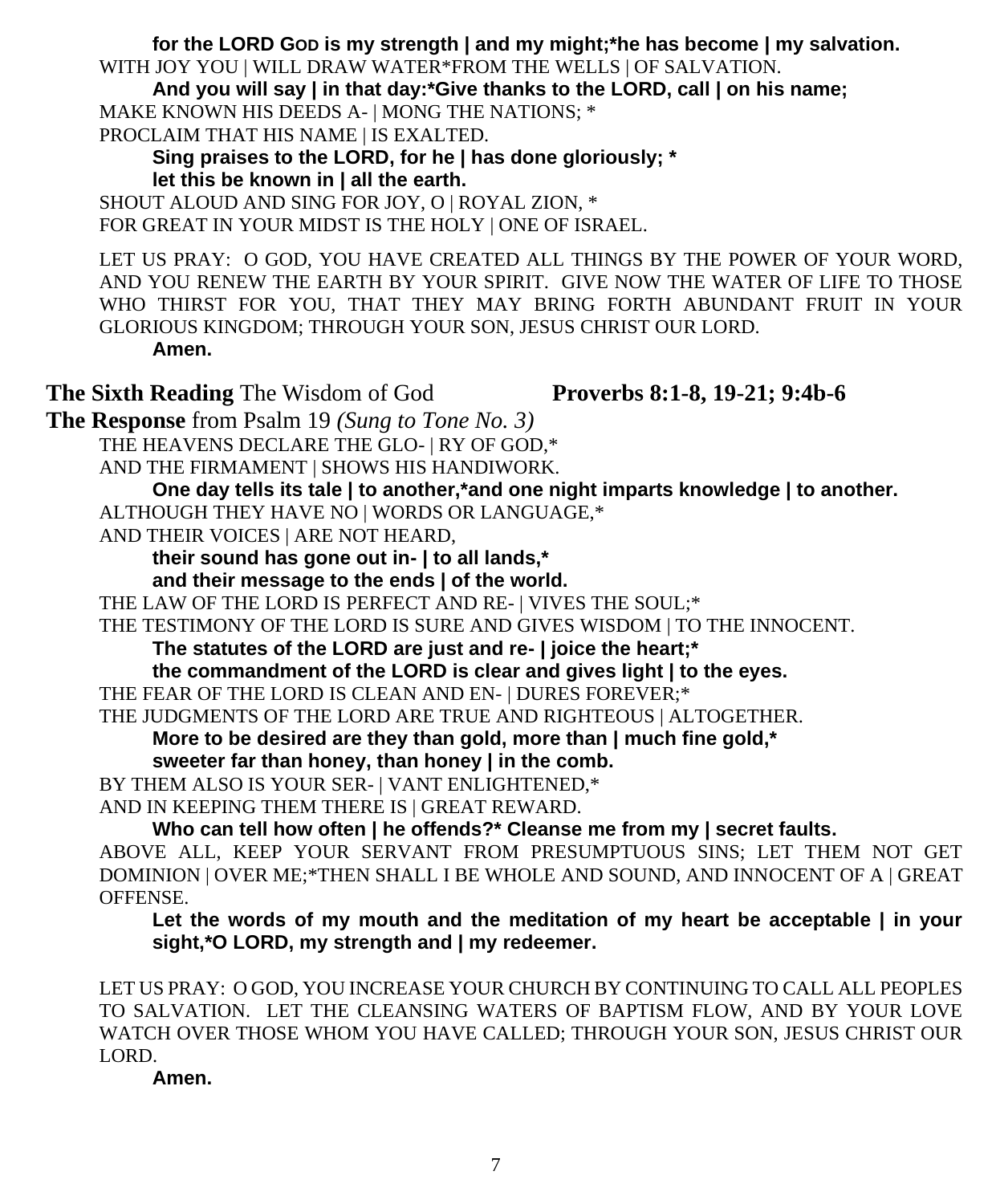**for the LORD GOD is my strength | and my might;*he has become | my salvation.**

WITH JOY YOU | WILL DRAW WATER*FROM THE WELLS | OF SALVATION.

**And you will say | in that day:*Give thanks to the LORD, call | on his name;**

MAKE KNOWN HIS DEEDS A- | MONG THE NATIONS; *
PROCLAIM THAT HIS NAME | IS EXALTED.

**Sing praises to the LORD, for he | has done gloriously; *
let this be known in | all the earth.**

SHOUT ALOUD AND SING FOR JOY, O | ROYAL ZION, *
FOR GREAT IN YOUR MIDST IS THE HOLY | ONE OF ISRAEL.

LET US PRAY: O GOD, YOU HAVE CREATED ALL THINGS BY THE POWER OF YOUR WORD, AND YOU RENEW THE EARTH BY YOUR SPIRIT. GIVE NOW THE WATER OF LIFE TO THOSE WHO THIRST FOR YOU, THAT THEY MAY BRING FORTH ABUNDANT FRUIT IN YOUR GLORIOUS KINGDOM; THROUGH YOUR SON, JESUS CHRIST OUR LORD.

**Amen.**

**The Sixth Reading** The Wisdom of God **Proverbs 8:1-8, 19-21; 9:4b-6**

**The Response** from Psalm 19 *(Sung to Tone No. 3)*

THE HEAVENS DECLARE THE GLO- | RY OF GOD,*
AND THE FIRMAMENT | SHOWS HIS HANDIWORK.

**One day tells its tale | to another,*and one night imparts knowledge | to another.**

ALTHOUGH THEY HAVE NO | WORDS OR LANGUAGE,*
AND THEIR VOICES | ARE NOT HEARD,

**their sound has gone out in- | to all lands,*
and their message to the ends | of the world.**

THE LAW OF THE LORD IS PERFECT AND RE- | VIVES THE SOUL;*
THE TESTIMONY OF THE LORD IS SURE AND GIVES WISDOM | TO THE INNOCENT.

**The statutes of the LORD are just and re- | joice the heart;*
the commandment of the LORD is clear and gives light | to the eyes.**

THE FEAR OF THE LORD IS CLEAN AND EN- | DURES FOREVER;*
THE JUDGMENTS OF THE LORD ARE TRUE AND RIGHTEOUS | ALTOGETHER.

**More to be desired are they than gold, more than | much fine gold,*
sweeter far than honey, than honey | in the comb.**

BY THEM ALSO IS YOUR SER- | VANT ENLIGHTENED,*
AND IN KEEPING THEM THERE IS | GREAT REWARD.

**Who can tell how often | he offends?* Cleanse me from my | secret faults.**

ABOVE ALL, KEEP YOUR SERVANT FROM PRESUMPTUOUS SINS; LET THEM NOT GET DOMINION | OVER ME;*THEN SHALL I BE WHOLE AND SOUND, AND INNOCENT OF A | GREAT OFFENSE.

**Let the words of my mouth and the meditation of my heart be acceptable | in your sight,*O LORD, my strength and | my redeemer.**

LET US PRAY: O GOD, YOU INCREASE YOUR CHURCH BY CONTINUING TO CALL ALL PEOPLES TO SALVATION. LET THE CLEANSING WATERS OF BAPTISM FLOW, AND BY YOUR LOVE WATCH OVER THOSE WHOM YOU HAVE CALLED; THROUGH YOUR SON, JESUS CHRIST OUR LORD.

**Amen.**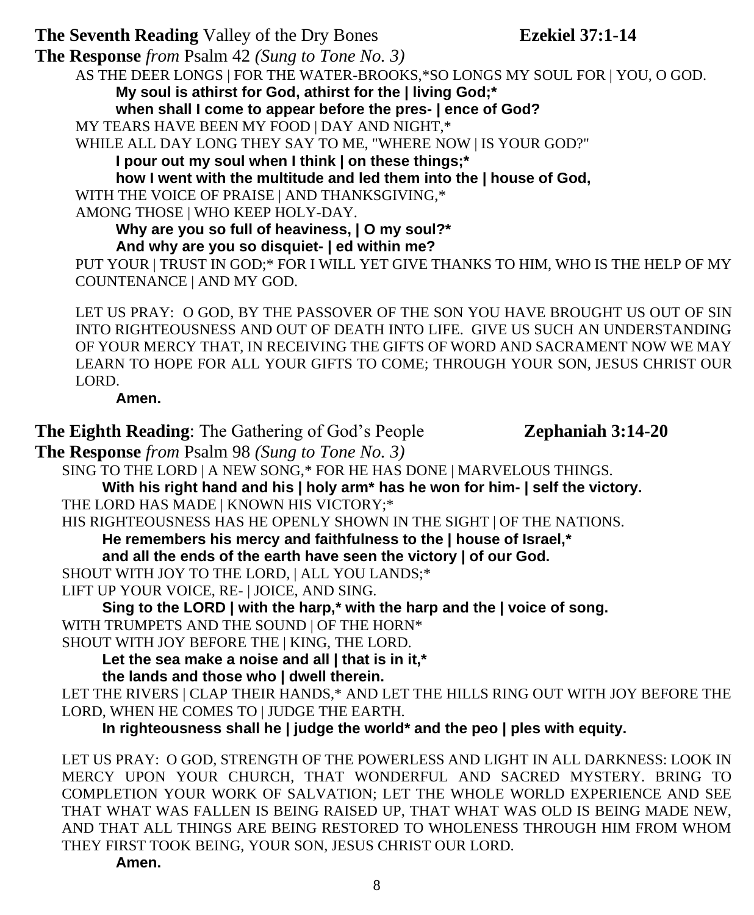**The Seventh Reading** Valley of the Dry Bones **Ezekiel 37:1-14**

**The Response** *from* Psalm 42 *(Sung to Tone No. 3)*

AS THE DEER LONGS | FOR THE WATER-BROOKS,*SO LONGS MY SOUL FOR | YOU, O GOD.

**My soul is athirst for God, athirst for the | living God;***
**when shall I come to appear before the pres- | ence of God?**

MY TEARS HAVE BEEN MY FOOD | DAY AND NIGHT,*
WHILE ALL DAY LONG THEY SAY TO ME, "WHERE NOW | IS YOUR GOD?"

**I pour out my soul when I think | on these things;***
**how I went with the multitude and led them into the | house of God,**

WITH THE VOICE OF PRAISE | AND THANKSGIVING,*
AMONG THOSE | WHO KEEP HOLY-DAY.

**Why are you so full of heaviness, | O my soul?***
**And why are you so disquiet- | ed within me?**

PUT YOUR | TRUST IN GOD;* FOR I WILL YET GIVE THANKS TO HIM, WHO IS THE HELP OF MY COUNTENANCE | AND MY GOD.

LET US PRAY: O GOD, BY THE PASSOVER OF THE SON YOU HAVE BROUGHT US OUT OF SIN INTO RIGHTEOUSNESS AND OUT OF DEATH INTO LIFE. GIVE US SUCH AN UNDERSTANDING OF YOUR MERCY THAT, IN RECEIVING THE GIFTS OF WORD AND SACRAMENT NOW WE MAY LEARN TO HOPE FOR ALL YOUR GIFTS TO COME; THROUGH YOUR SON, JESUS CHRIST OUR LORD.

**Amen.**

**The Eighth Reading**: The Gathering of God's People **Zephaniah 3:14-20**

**The Response** *from* Psalm 98 *(Sung to Tone No. 3)*

SING TO THE LORD | A NEW SONG,* FOR HE HAS DONE | MARVELOUS THINGS.

**With his right hand and his | holy arm* has he won for him- | self the victory.**

THE LORD HAS MADE | KNOWN HIS VICTORY;*
HIS RIGHTEOUSNESS HAS HE OPENLY SHOWN IN THE SIGHT | OF THE NATIONS.

**He remembers his mercy and faithfulness to the | house of Israel,***
**and all the ends of the earth have seen the victory | of our God.**

SHOUT WITH JOY TO THE LORD, | ALL YOU LANDS;*
LIFT UP YOUR VOICE, RE- | JOICE, AND SING.

**Sing to the LORD | with the harp,* with the harp and the | voice of song.**

WITH TRUMPETS AND THE SOUND | OF THE HORN*
SHOUT WITH JOY BEFORE THE | KING, THE LORD.

**Let the sea make a noise and all | that is in it,***
**the lands and those who | dwell therein.**

LET THE RIVERS | CLAP THEIR HANDS,* AND LET THE HILLS RING OUT WITH JOY BEFORE THE LORD, WHEN HE COMES TO | JUDGE THE EARTH.

**In righteousness shall he | judge the world* and the peo | ples with equity.**

LET US PRAY: O GOD, STRENGTH OF THE POWERLESS AND LIGHT IN ALL DARKNESS: LOOK IN MERCY UPON YOUR CHURCH, THAT WONDERFUL AND SACRED MYSTERY. BRING TO COMPLETION YOUR WORK OF SALVATION; LET THE WHOLE WORLD EXPERIENCE AND SEE THAT WHAT WAS FALLEN IS BEING RAISED UP, THAT WHAT WAS OLD IS BEING MADE NEW, AND THAT ALL THINGS ARE BEING RESTORED TO WHOLENESS THROUGH HIM FROM WHOM THEY FIRST TOOK BEING, YOUR SON, JESUS CHRIST OUR LORD.

**Amen.**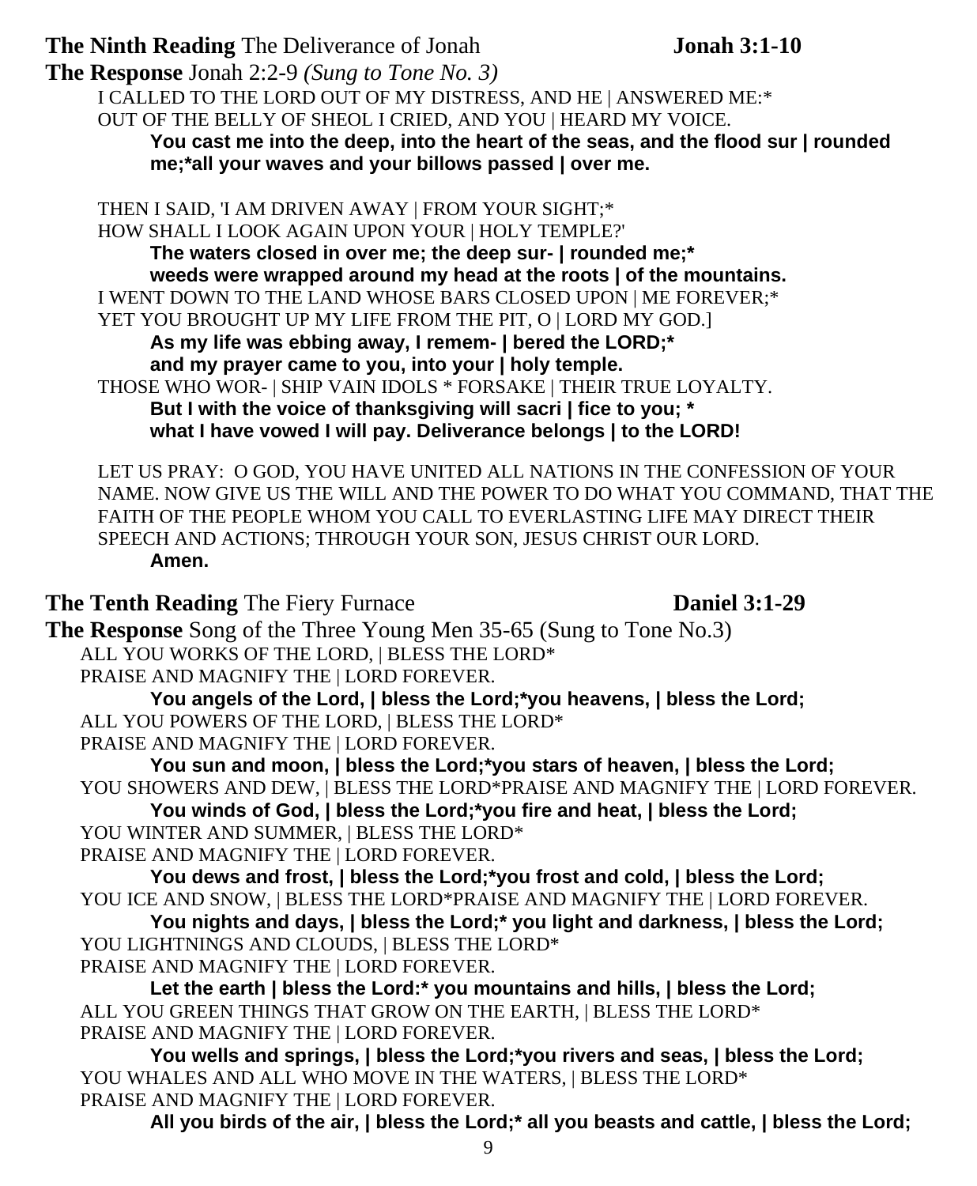**The Ninth Reading** The Deliverance of Jonah **Jonah 3:1-10**

**The Response** Jonah 2:2-9 *(Sung to Tone No. 3)*

I CALLED TO THE LORD OUT OF MY DISTRESS, AND HE | ANSWERED ME:*
OUT OF THE BELLY OF SHEOL I CRIED, AND YOU | HEARD MY VOICE.

**You cast me into the deep, into the heart of the seas, and the flood sur | rounded me;*all your waves and your billows passed | over me.**

THEN I SAID, 'I AM DRIVEN AWAY | FROM YOUR SIGHT;*
HOW SHALL I LOOK AGAIN UPON YOUR | HOLY TEMPLE?'

**The waters closed in over me; the deep sur- | rounded me;***
**weeds were wrapped around my head at the roots | of the mountains.**

I WENT DOWN TO THE LAND WHOSE BARS CLOSED UPON | ME FOREVER;*
YET YOU BROUGHT UP MY LIFE FROM THE PIT, O | LORD MY GOD.]

**As my life was ebbing away, I remem- | bered the LORD;***
**and my prayer came to you, into your | holy temple.**

THOSE WHO WOR- | SHIP VAIN IDOLS * FORSAKE | THEIR TRUE LOYALTY.

**But I with the voice of thanksgiving will sacri | fice to you; ***
**what I have vowed I will pay. Deliverance belongs | to the LORD!**

LET US PRAY: O GOD, YOU HAVE UNITED ALL NATIONS IN THE CONFESSION OF YOUR NAME. NOW GIVE US THE WILL AND THE POWER TO DO WHAT YOU COMMAND, THAT THE FAITH OF THE PEOPLE WHOM YOU CALL TO EVERLASTING LIFE MAY DIRECT THEIR SPEECH AND ACTIONS; THROUGH YOUR SON, JESUS CHRIST OUR LORD.

**Amen.**

**The Tenth Reading** The Fiery Furnace **Daniel 3:1-29**

**The Response** Song of the Three Young Men 35-65 (Sung to Tone No.3)

ALL YOU WORKS OF THE LORD, | BLESS THE LORD*
PRAISE AND MAGNIFY THE | LORD FOREVER.

**You angels of the Lord, | bless the Lord;*you heavens, | bless the Lord;**

ALL YOU POWERS OF THE LORD, | BLESS THE LORD*
PRAISE AND MAGNIFY THE | LORD FOREVER.

**You sun and moon, | bless the Lord;*you stars of heaven, | bless the Lord;**

YOU SHOWERS AND DEW, | BLESS THE LORD*PRAISE AND MAGNIFY THE | LORD FOREVER.

**You winds of God, | bless the Lord;*you fire and heat, | bless the Lord;**

YOU WINTER AND SUMMER, | BLESS THE LORD*
PRAISE AND MAGNIFY THE | LORD FOREVER.

**You dews and frost, | bless the Lord;*you frost and cold, | bless the Lord;**

YOU ICE AND SNOW, | BLESS THE LORD*PRAISE AND MAGNIFY THE | LORD FOREVER.

**You nights and days, | bless the Lord;* you light and darkness, | bless the Lord;**

YOU LIGHTNINGS AND CLOUDS, | BLESS THE LORD*
PRAISE AND MAGNIFY THE | LORD FOREVER.

**Let the earth | bless the Lord:* you mountains and hills, | bless the Lord;**

ALL YOU GREEN THINGS THAT GROW ON THE EARTH, | BLESS THE LORD*
PRAISE AND MAGNIFY THE | LORD FOREVER.

**You wells and springs, | bless the Lord;*you rivers and seas, | bless the Lord;**

YOU WHALES AND ALL WHO MOVE IN THE WATERS, | BLESS THE LORD*
PRAISE AND MAGNIFY THE | LORD FOREVER.

**All you birds of the air, | bless the Lord;* all you beasts and cattle, | bless the Lord;**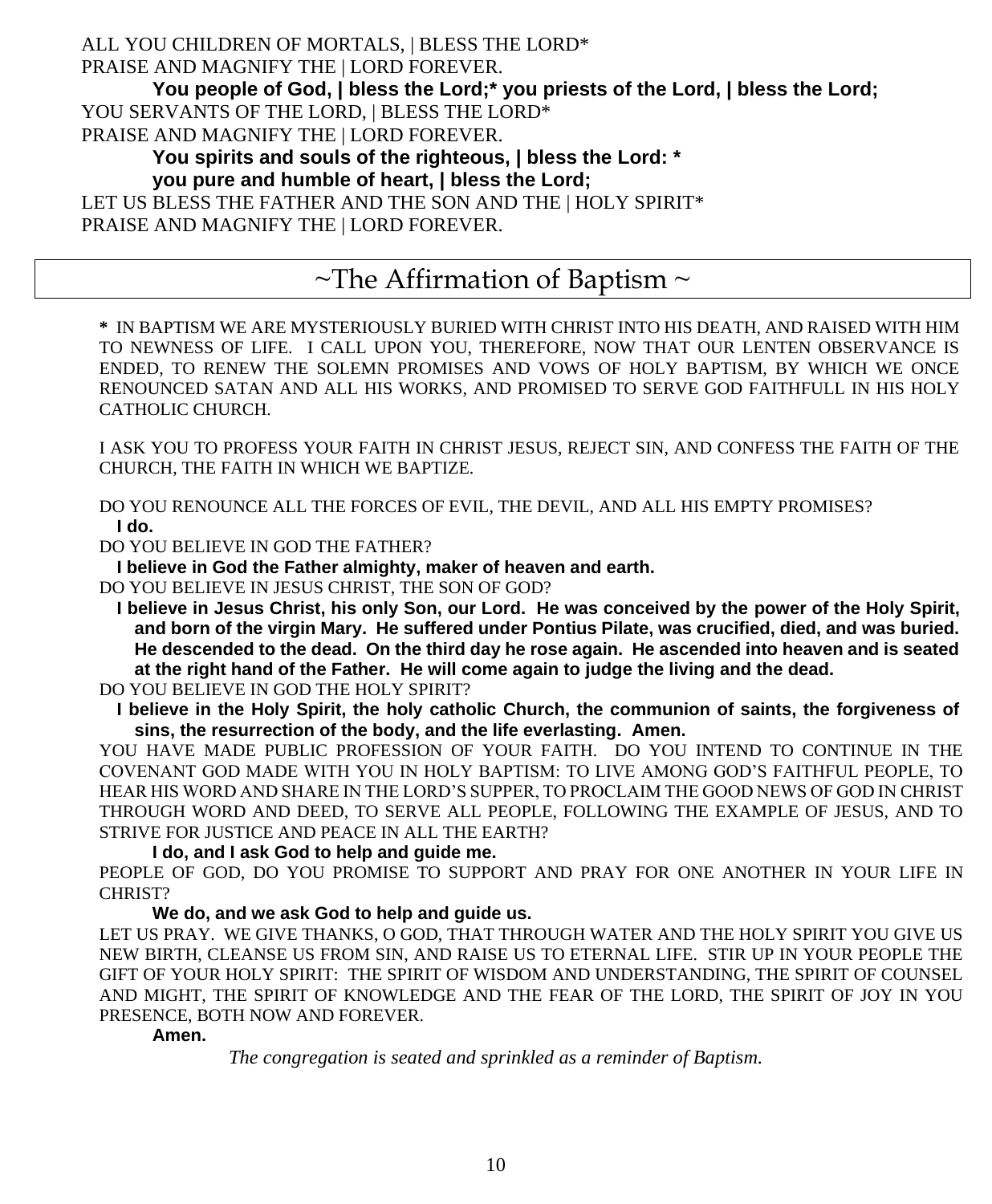ALL YOU CHILDREN OF MORTALS, | BLESS THE LORD*
PRAISE AND MAGNIFY THE | LORD FOREVER.

**You people of God, | bless the Lord;* you priests of the Lord, | bless the Lord;**

YOU SERVANTS OF THE LORD, | BLESS THE LORD*
PRAISE AND MAGNIFY THE | LORD FOREVER.

**You spirits and souls of the righteous, | bless the Lord: ***
**you pure and humble of heart, | bless the Lord;**

LET US BLESS THE FATHER AND THE SON AND THE | HOLY SPIRIT*
PRAISE AND MAGNIFY THE | LORD FOREVER.

## ~The Affirmation of Baptism ~

**\*** IN BAPTISM WE ARE MYSTERIOUSLY BURIED WITH CHRIST INTO HIS DEATH, AND RAISED WITH HIM TO NEWNESS OF LIFE. I CALL UPON YOU, THEREFORE, NOW THAT OUR LENTEN OBSERVANCE IS ENDED, TO RENEW THE SOLEMN PROMISES AND VOWS OF HOLY BAPTISM, BY WHICH WE ONCE RENOUNCED SATAN AND ALL HIS WORKS, AND PROMISED TO SERVE GOD FAITHFULL IN HIS HOLY CATHOLIC CHURCH.

I ASK YOU TO PROFESS YOUR FAITH IN CHRIST JESUS, REJECT SIN, AND CONFESS THE FAITH OF THE CHURCH, THE FAITH IN WHICH WE BAPTIZE.

DO YOU RENOUNCE ALL THE FORCES OF EVIL, THE DEVIL, AND ALL HIS EMPTY PROMISES?

**I do.**

DO YOU BELIEVE IN GOD THE FATHER?

**I believe in God the Father almighty, maker of heaven and earth.**

DO YOU BELIEVE IN JESUS CHRIST, THE SON OF GOD?

**I believe in Jesus Christ, his only Son, our Lord. He was conceived by the power of the Holy Spirit, and born of the virgin Mary. He suffered under Pontius Pilate, was crucified, died, and was buried. He descended to the dead. On the third day he rose again. He ascended into heaven and is seated at the right hand of the Father. He will come again to judge the living and the dead.**

DO YOU BELIEVE IN GOD THE HOLY SPIRIT?

**I believe in the Holy Spirit, the holy catholic Church, the communion of saints, the forgiveness of sins, the resurrection of the body, and the life everlasting. Amen.**

YOU HAVE MADE PUBLIC PROFESSION OF YOUR FAITH. DO YOU INTEND TO CONTINUE IN THE COVENANT GOD MADE WITH YOU IN HOLY BAPTISM: TO LIVE AMONG GOD'S FAITHFUL PEOPLE, TO HEAR HIS WORD AND SHARE IN THE LORD'S SUPPER, TO PROCLAIM THE GOOD NEWS OF GOD IN CHRIST THROUGH WORD AND DEED, TO SERVE ALL PEOPLE, FOLLOWING THE EXAMPLE OF JESUS, AND TO STRIVE FOR JUSTICE AND PEACE IN ALL THE EARTH?

**I do, and I ask God to help and guide me.**

PEOPLE OF GOD, DO YOU PROMISE TO SUPPORT AND PRAY FOR ONE ANOTHER IN YOUR LIFE IN CHRIST?

**We do, and we ask God to help and guide us.**

LET US PRAY. WE GIVE THANKS, O GOD, THAT THROUGH WATER AND THE HOLY SPIRIT YOU GIVE US NEW BIRTH, CLEANSE US FROM SIN, AND RAISE US TO ETERNAL LIFE. STIR UP IN YOUR PEOPLE THE GIFT OF YOUR HOLY SPIRIT: THE SPIRIT OF WISDOM AND UNDERSTANDING, THE SPIRIT OF COUNSEL AND MIGHT, THE SPIRIT OF KNOWLEDGE AND THE FEAR OF THE LORD, THE SPIRIT OF JOY IN YOU PRESENCE, BOTH NOW AND FOREVER.

**Amen.**

*The congregation is seated and sprinkled as a reminder of Baptism.*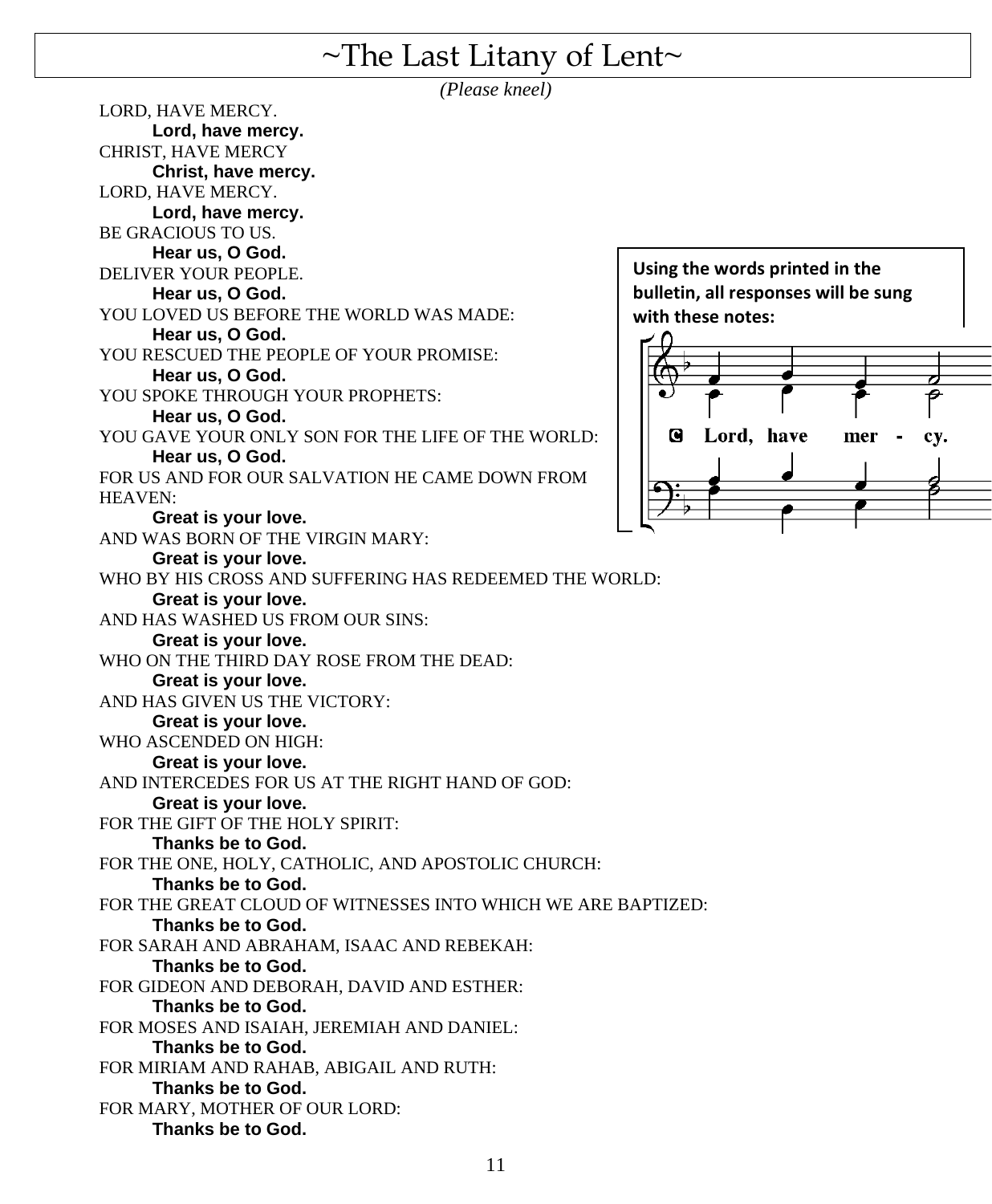# ~The Last Litany of Lent~

*(Please kneel)*

LORD, HAVE MERCY.
**Lord, have mercy.**
CHRIST, HAVE MERCY
**Christ, have mercy.**
LORD, HAVE MERCY.
**Lord, have mercy.**
BE GRACIOUS TO US.
**Hear us, O God.**
DELIVER YOUR PEOPLE.
**Hear us, O God.**
YOU LOVED US BEFORE THE WORLD WAS MADE:
**Hear us, O God.**
YOU RESCUED THE PEOPLE OF YOUR PROMISE:
**Hear us, O God.**
YOU SPOKE THROUGH YOUR PROPHETS:
**Hear us, O God.**
YOU GAVE YOUR ONLY SON FOR THE LIFE OF THE WORLD:
**Hear us, O God.**
FOR US AND FOR OUR SALVATION HE CAME DOWN FROM HEAVEN:
**Great is your love.**
AND WAS BORN OF THE VIRGIN MARY:
**Great is your love.**
WHO BY HIS CROSS AND SUFFERING HAS REDEEMED THE WORLD:
**Great is your love.**
AND HAS WASHED US FROM OUR SINS:
**Great is your love.**
WHO ON THE THIRD DAY ROSE FROM THE DEAD:
**Great is your love.**
AND HAS GIVEN US THE VICTORY:
**Great is your love.**
WHO ASCENDED ON HIGH:
**Great is your love.**
AND INTERCEDES FOR US AT THE RIGHT HAND OF GOD:
**Great is your love.**
FOR THE GIFT OF THE HOLY SPIRIT:
**Thanks be to God.**
FOR THE ONE, HOLY, CATHOLIC, AND APOSTOLIC CHURCH:
**Thanks be to God.**
FOR THE GREAT CLOUD OF WITNESSES INTO WHICH WE ARE BAPTIZED:
**Thanks be to God.**
FOR SARAH AND ABRAHAM, ISAAC AND REBEKAH:
**Thanks be to God.**
FOR GIDEON AND DEBORAH, DAVID AND ESTHER:
**Thanks be to God.**
FOR MOSES AND ISAIAH, JEREMIAH AND DANIEL:
**Thanks be to God.**
FOR MIRIAM AND RAHAB, ABIGAIL AND RUTH:
**Thanks be to God.**
FOR MARY, MOTHER OF OUR LORD:
**Thanks be to God.**

**Using the words printed in the bulletin, all responses will be sung with these notes:**

C Lord, have mer - cy.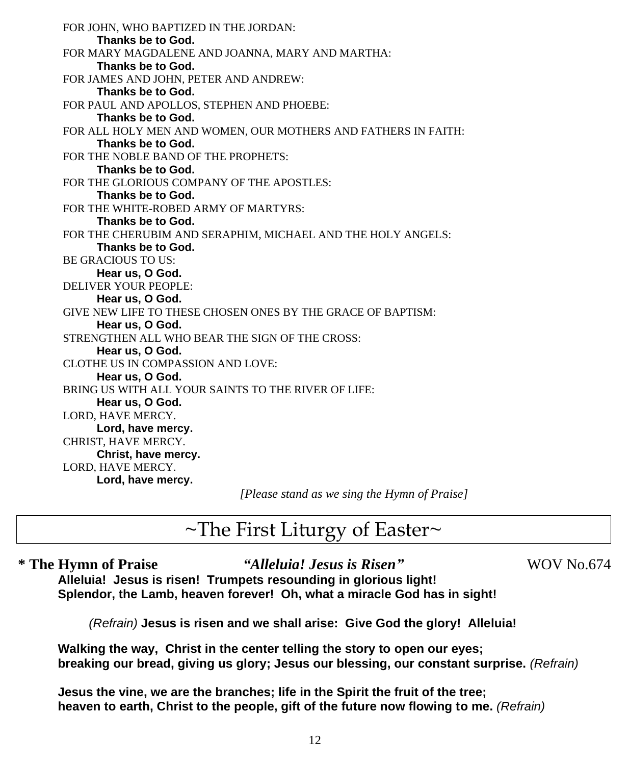FOR JOHN, WHO BAPTIZED IN THE JORDAN:

**Thanks be to God.**

FOR MARY MAGDALENE AND JOANNA, MARY AND MARTHA:

**Thanks be to God.**

FOR JAMES AND JOHN, PETER AND ANDREW:

**Thanks be to God.**

FOR PAUL AND APOLLOS, STEPHEN AND PHOEBE:

**Thanks be to God.**

FOR ALL HOLY MEN AND WOMEN, OUR MOTHERS AND FATHERS IN FAITH:

**Thanks be to God.**

FOR THE NOBLE BAND OF THE PROPHETS:

**Thanks be to God.**

FOR THE GLORIOUS COMPANY OF THE APOSTLES:

**Thanks be to God.**

FOR THE WHITE-ROBED ARMY OF MARTYRS:

**Thanks be to God.**

FOR THE CHERUBIM AND SERAPHIM, MICHAEL AND THE HOLY ANGELS:

**Thanks be to God.**

BE GRACIOUS TO US:

**Hear us, O God.**

DELIVER YOUR PEOPLE:

**Hear us, O God.**

GIVE NEW LIFE TO THESE CHOSEN ONES BY THE GRACE OF BAPTISM:

**Hear us, O God.**

STRENGTHEN ALL WHO BEAR THE SIGN OF THE CROSS:

**Hear us, O God.**

CLOTHE US IN COMPASSION AND LOVE:

**Hear us, O God.**

BRING US WITH ALL YOUR SAINTS TO THE RIVER OF LIFE:

**Hear us, O God.**

LORD, HAVE MERCY.

**Lord, have mercy.**

CHRIST, HAVE MERCY.

**Christ, have mercy.**

LORD, HAVE MERCY.

**Lord, have mercy.**

*[Please stand as we sing the Hymn of Praise]*

# ~The First Liturgy of Easter~

**\* The Hymn of Praise** ***"Alleluia! Jesus is Risen"*** WOV No.674

**Alleluia! Jesus is risen! Trumpets resounding in glorious light!**
**Splendor, the Lamb, heaven forever! Oh, what a miracle God has in sight!**

*(Refrain)* **Jesus is risen and we shall arise: Give God the glory! Alleluia!**

**Walking the way, Christ in the center telling the story to open our eyes;**
**breaking our bread, giving us glory; Jesus our blessing, our constant surprise.** *(Refrain)*

**Jesus the vine, we are the branches; life in the Spirit the fruit of the tree;**
**heaven to earth, Christ to the people, gift of the future now flowing to me.** *(Refrain)*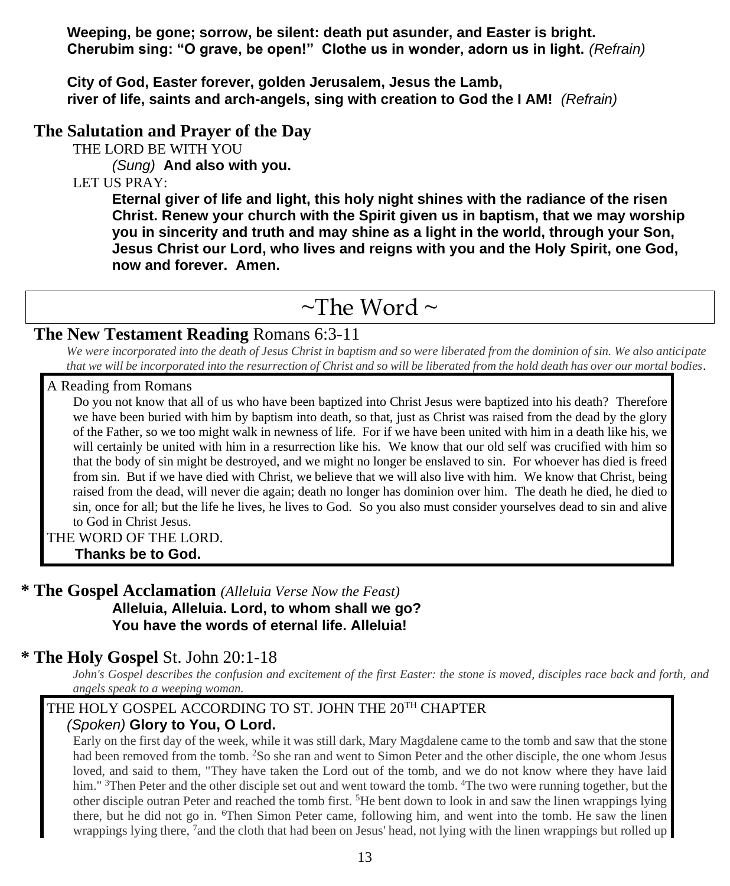**Weeping, be gone; sorrow, be silent: death put asunder, and Easter is bright.**
**Cherubim sing: "O grave, be open!" Clothe us in wonder, adorn us in light.** *(Refrain)*

**City of God, Easter forever, golden Jerusalem, Jesus the Lamb,**
**river of life, saints and arch-angels, sing with creation to God the I AM!** *(Refrain)*

## The Salutation and Prayer of the Day

THE LORD BE WITH YOU

*(Sung)* **And also with you.**

LET US PRAY:

**Eternal giver of life and light, this holy night shines with the radiance of the risen Christ. Renew your church with the Spirit given us in baptism, that we may worship you in sincerity and truth and may shine as a light in the world, through your Son, Jesus Christ our Lord, who lives and reigns with you and the Holy Spirit, one God, now and forever. Amen.**

# ~The Word ~

## The New Testament Reading Romans 6:3-11

*We were incorporated into the death of Jesus Christ in baptism and so were liberated from the dominion of sin. We also anticipate that we will be incorporated into the resurrection of Christ and so will be liberated from the hold death has over our mortal bodies.*

A Reading from Romans

Do you not know that all of us who have been baptized into Christ Jesus were baptized into his death? Therefore we have been buried with him by baptism into death, so that, just as Christ was raised from the dead by the glory of the Father, so we too might walk in newness of life. For if we have been united with him in a death like his, we will certainly be united with him in a resurrection like his. We know that our old self was crucified with him so that the body of sin might be destroyed, and we might no longer be enslaved to sin. For whoever has died is freed from sin. But if we have died with Christ, we believe that we will also live with him. We know that Christ, being raised from the dead, will never die again; death no longer has dominion over him. The death he died, he died to sin, once for all; but the life he lives, he lives to God. So you also must consider yourselves dead to sin and alive to God in Christ Jesus.

THE WORD OF THE LORD.

**Thanks be to God.**

## * The Gospel Acclamation *(Alleluia Verse Now the Feast)*

**Alleluia, Alleluia. Lord, to whom shall we go?**
**You have the words of eternal life. Alleluia!**

## * The Holy Gospel St. John 20:1-18

*John's Gospel describes the confusion and excitement of the first Easter: the stone is moved, disciples race back and forth, and angels speak to a weeping woman.*

THE HOLY GOSPEL ACCORDING TO ST. JOHN THE 20TH CHAPTER

*(Spoken)* **Glory to You, O Lord.**

Early on the first day of the week, while it was still dark, Mary Magdalene came to the tomb and saw that the stone had been removed from the tomb. [2]So she ran and went to Simon Peter and the other disciple, the one whom Jesus loved, and said to them, "They have taken the Lord out of the tomb, and we do not know where they have laid him." [3]Then Peter and the other disciple set out and went toward the tomb. [4]The two were running together, but the other disciple outran Peter and reached the tomb first. [5]He bent down to look in and saw the linen wrappings lying there, but he did not go in. [6]Then Simon Peter came, following him, and went into the tomb. He saw the linen wrappings lying there, [7]and the cloth that had been on Jesus' head, not lying with the linen wrappings but rolled up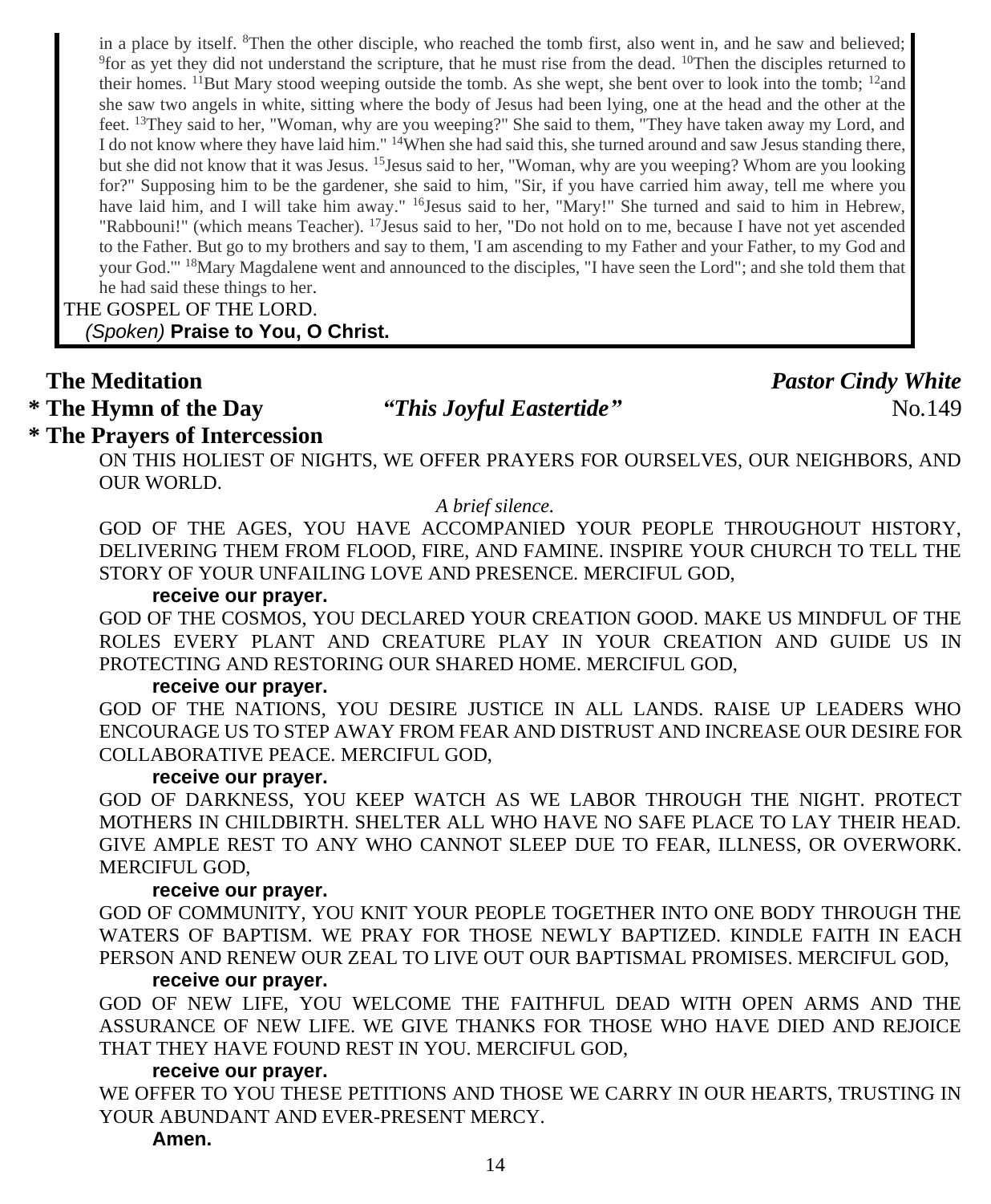in a place by itself. [8]Then the other disciple, who reached the tomb first, also went in, and he saw and believed; [9]for as yet they did not understand the scripture, that he must rise from the dead. [10]Then the disciples returned to their homes. [11]But Mary stood weeping outside the tomb. As she wept, she bent over to look into the tomb; [12]and she saw two angels in white, sitting where the body of Jesus had been lying, one at the head and the other at the feet. [13]They said to her, "Woman, why are you weeping?" She said to them, "They have taken away my Lord, and I do not know where they have laid him." [14]When she had said this, she turned around and saw Jesus standing there, but she did not know that it was Jesus. [15]Jesus said to her, "Woman, why are you weeping? Whom are you looking for?" Supposing him to be the gardener, she said to him, "Sir, if you have carried him away, tell me where you have laid him, and I will take him away." [16]Jesus said to her, "Mary!" She turned and said to him in Hebrew, "Rabbouni!" (which means Teacher). [17]Jesus said to her, "Do not hold on to me, because I have not yet ascended to the Father. But go to my brothers and say to them, 'I am ascending to my Father and your Father, to my God and your God.'" [18]Mary Magdalene went and announced to the disciples, "I have seen the Lord"; and she told them that he had said these things to her.

THE GOSPEL OF THE LORD.

*(Spoken)* **Praise to You, O Christ.**

**The Meditation** — ***Pastor Cindy White***

**\* The Hymn of the Day** — ***"This Joyful Eastertide"*** — No.149

**\* The Prayers of Intercession**

ON THIS HOLIEST OF NIGHTS, WE OFFER PRAYERS FOR OURSELVES, OUR NEIGHBORS, AND OUR WORLD.

*A brief silence.*

GOD OF THE AGES, YOU HAVE ACCOMPANIED YOUR PEOPLE THROUGHOUT HISTORY, DELIVERING THEM FROM FLOOD, FIRE, AND FAMINE. INSPIRE YOUR CHURCH TO TELL THE STORY OF YOUR UNFAILING LOVE AND PRESENCE. MERCIFUL GOD,

**receive our prayer.**

GOD OF THE COSMOS, YOU DECLARED YOUR CREATION GOOD. MAKE US MINDFUL OF THE ROLES EVERY PLANT AND CREATURE PLAY IN YOUR CREATION AND GUIDE US IN PROTECTING AND RESTORING OUR SHARED HOME. MERCIFUL GOD,

**receive our prayer.**

GOD OF THE NATIONS, YOU DESIRE JUSTICE IN ALL LANDS. RAISE UP LEADERS WHO ENCOURAGE US TO STEP AWAY FROM FEAR AND DISTRUST AND INCREASE OUR DESIRE FOR COLLABORATIVE PEACE. MERCIFUL GOD,

**receive our prayer.**

GOD OF DARKNESS, YOU KEEP WATCH AS WE LABOR THROUGH THE NIGHT. PROTECT MOTHERS IN CHILDBIRTH. SHELTER ALL WHO HAVE NO SAFE PLACE TO LAY THEIR HEAD. GIVE AMPLE REST TO ANY WHO CANNOT SLEEP DUE TO FEAR, ILLNESS, OR OVERWORK. MERCIFUL GOD,

**receive our prayer.**

GOD OF COMMUNITY, YOU KNIT YOUR PEOPLE TOGETHER INTO ONE BODY THROUGH THE WATERS OF BAPTISM. WE PRAY FOR THOSE NEWLY BAPTIZED. KINDLE FAITH IN EACH PERSON AND RENEW OUR ZEAL TO LIVE OUT OUR BAPTISMAL PROMISES. MERCIFUL GOD,

**receive our prayer.**

GOD OF NEW LIFE, YOU WELCOME THE FAITHFUL DEAD WITH OPEN ARMS AND THE ASSURANCE OF NEW LIFE. WE GIVE THANKS FOR THOSE WHO HAVE DIED AND REJOICE THAT THEY HAVE FOUND REST IN YOU. MERCIFUL GOD,

**receive our prayer.**

WE OFFER TO YOU THESE PETITIONS AND THOSE WE CARRY IN OUR HEARTS, TRUSTING IN YOUR ABUNDANT AND EVER-PRESENT MERCY.

**Amen.**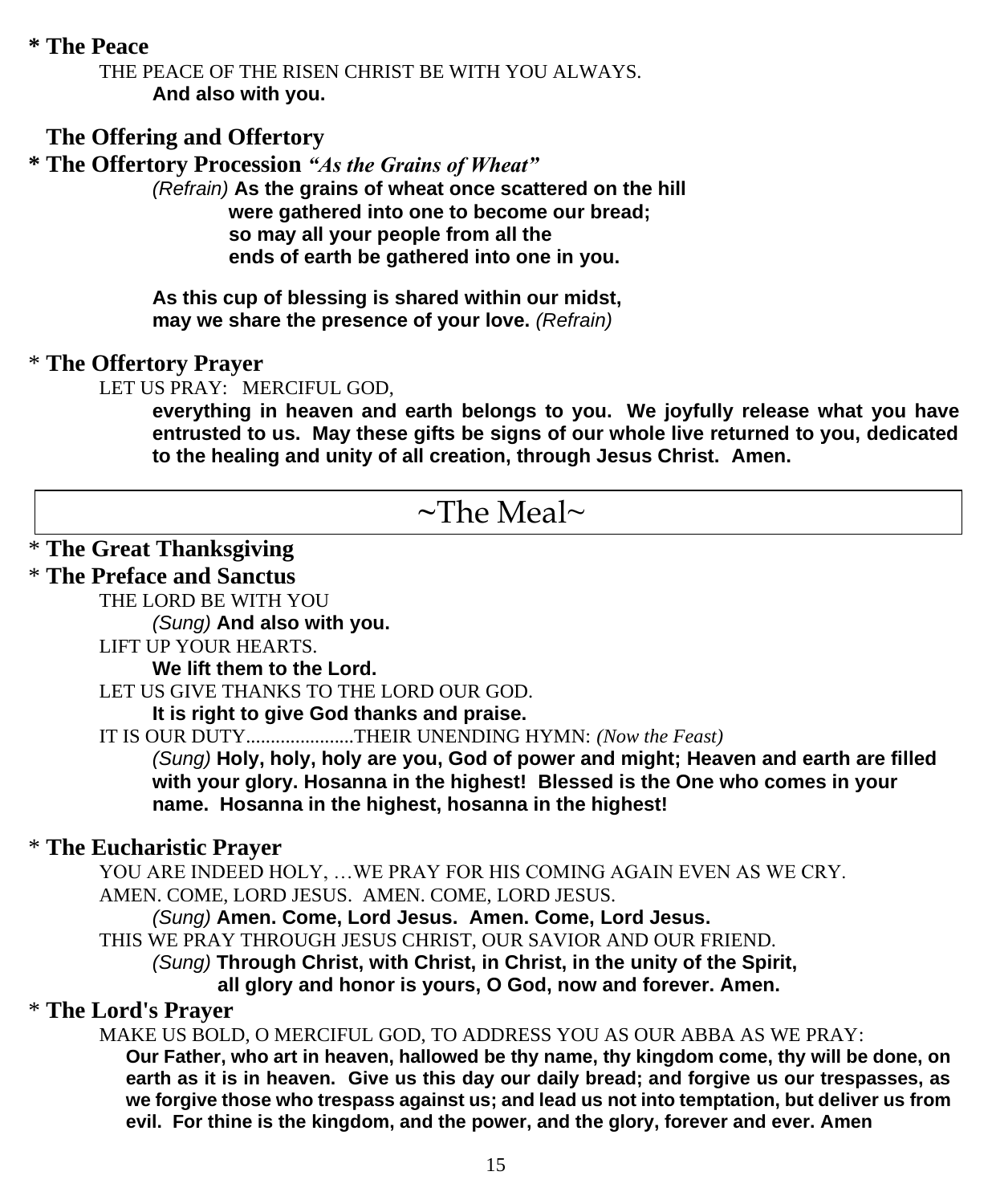**\* The Peace**

THE PEACE OF THE RISEN CHRIST BE WITH YOU ALWAYS.

**And also with you.**

**The Offering and Offertory**

**\* The Offertory Procession** ***"As the Grains of Wheat"***

*(Refrain)* **As the grains of wheat once scattered on the hill
were gathered into one to become our bread;
so may all your people from all the
ends of earth be gathered into one in you.**

**As this cup of blessing is shared within our midst,
may we share the presence of your love.** *(Refrain)*

\* **The Offertory Prayer**

LET US PRAY: MERCIFUL GOD,

**everything in heaven and earth belongs to you. We joyfully release what you have entrusted to us. May these gifts be signs of our whole live returned to you, dedicated to the healing and unity of all creation, through Jesus Christ. Amen.**

## ~The Meal~

\* **The Great Thanksgiving**

\* **The Preface and Sanctus**

THE LORD BE WITH YOU

*(Sung)* **And also with you.**

LIFT UP YOUR HEARTS.

**We lift them to the Lord.**

LET US GIVE THANKS TO THE LORD OUR GOD.

**It is right to give God thanks and praise.**

IT IS OUR DUTY......................THEIR UNENDING HYMN: *(Now the Feast)*

*(Sung)* **Holy, holy, holy are you, God of power and might; Heaven and earth are filled with your glory. Hosanna in the highest! Blessed is the One who comes in your name. Hosanna in the highest, hosanna in the highest!**

\* **The Eucharistic Prayer**

YOU ARE INDEED HOLY, …WE PRAY FOR HIS COMING AGAIN EVEN AS WE CRY.
AMEN. COME, LORD JESUS. AMEN. COME, LORD JESUS.

*(Sung)* **Amen. Come, Lord Jesus. Amen. Come, Lord Jesus.**

THIS WE PRAY THROUGH JESUS CHRIST, OUR SAVIOR AND OUR FRIEND.

*(Sung)* **Through Christ, with Christ, in Christ, in the unity of the Spirit,
all glory and honor is yours, O God, now and forever. Amen.**

\* **The Lord's Prayer**

MAKE US BOLD, O MERCIFUL GOD, TO ADDRESS YOU AS OUR ABBA AS WE PRAY:

**Our Father, who art in heaven, hallowed be thy name, thy kingdom come, thy will be done, on earth as it is in heaven. Give us this day our daily bread; and forgive us our trespasses, as we forgive those who trespass against us; and lead us not into temptation, but deliver us from evil. For thine is the kingdom, and the power, and the glory, forever and ever. Amen**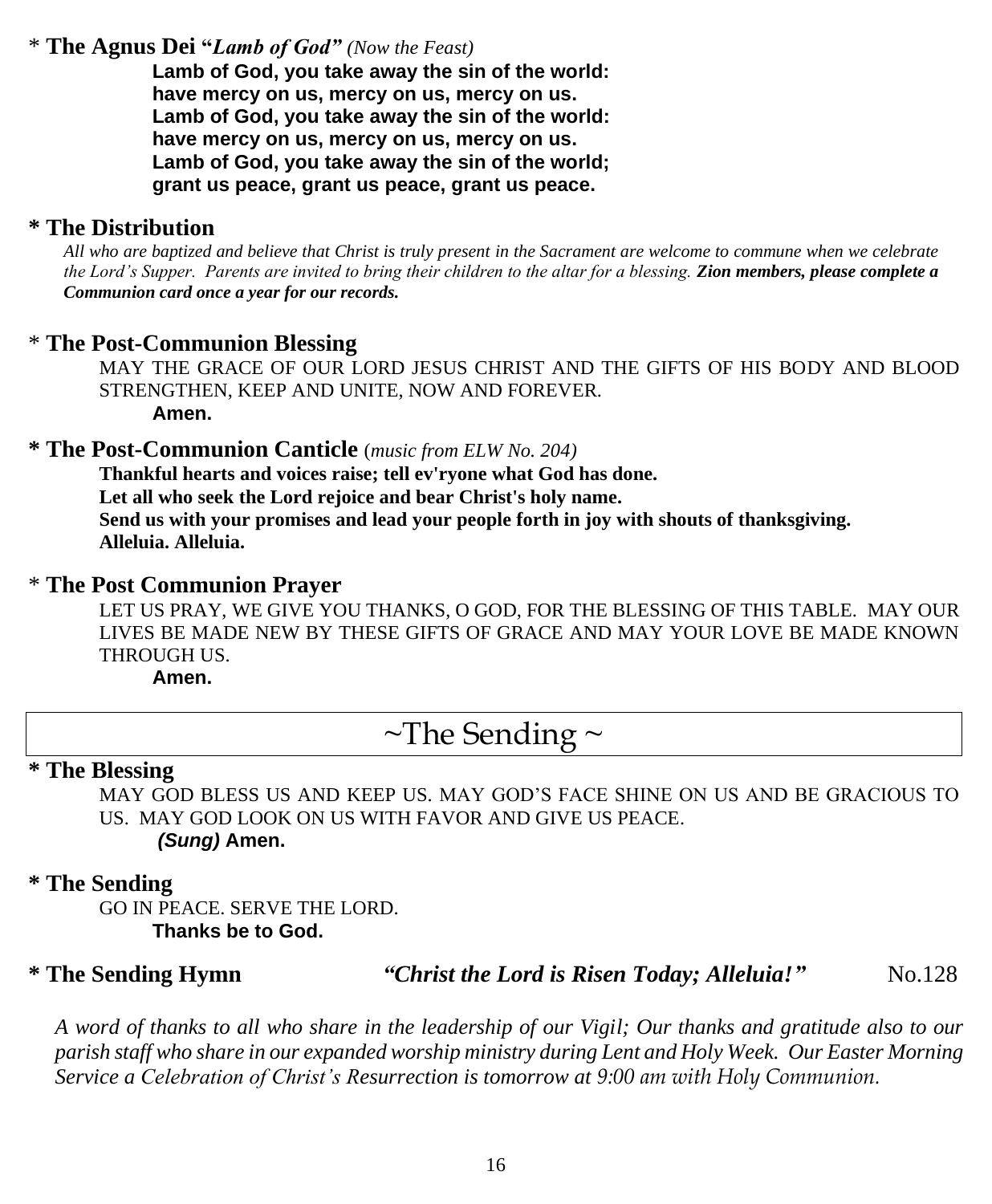\* **The Agnus Dei "*Lamb of God*"** *(Now the Feast)*

**Lamb of God, you take away the sin of the world:**
**have mercy on us, mercy on us, mercy on us.**
**Lamb of God, you take away the sin of the world:**
**have mercy on us, mercy on us, mercy on us.**
**Lamb of God, you take away the sin of the world;**
**grant us peace, grant us peace, grant us peace.**

**\* The Distribution**

*All who are baptized and believe that Christ is truly present in the Sacrament are welcome to commune when we celebrate the Lord's Supper. Parents are invited to bring their children to the altar for a blessing.* ***Zion members, please complete a Communion card once a year for our records.***

\* **The Post-Communion Blessing**

MAY THE GRACE OF OUR LORD JESUS CHRIST AND THE GIFTS OF HIS BODY AND BLOOD STRENGTHEN, KEEP AND UNITE, NOW AND FOREVER.

**Amen.**

**\* The Post-Communion Canticle** (*music from ELW No. 204)*

**Thankful hearts and voices raise; tell ev'ryone what God has done.**
**Let all who seek the Lord rejoice and bear Christ's holy name.**
**Send us with your promises and lead your people forth in joy with shouts of thanksgiving.**
**Alleluia. Alleluia.**

\* **The Post Communion Prayer**

LET US PRAY, WE GIVE YOU THANKS, O GOD, FOR THE BLESSING OF THIS TABLE. MAY OUR LIVES BE MADE NEW BY THESE GIFTS OF GRACE AND MAY YOUR LOVE BE MADE KNOWN THROUGH US.

**Amen.**

## ~The Sending ~

**\* The Blessing**

MAY GOD BLESS US AND KEEP US. MAY GOD'S FACE SHINE ON US AND BE GRACIOUS TO US. MAY GOD LOOK ON US WITH FAVOR AND GIVE US PEACE.

***(Sung)*** **Amen.**

**\* The Sending**

GO IN PEACE. SERVE THE LORD.

**Thanks be to God.**

**\* The Sending Hymn** ***"Christ the Lord is Risen Today; Alleluia!"*** No.128

*A word of thanks to all who share in the leadership of our Vigil; Our thanks and gratitude also to our parish staff who share in our expanded worship ministry during Lent and Holy Week. Our Easter Morning Service a Celebration of Christ's Resurrection is tomorrow at 9:00 am with Holy Communion.*